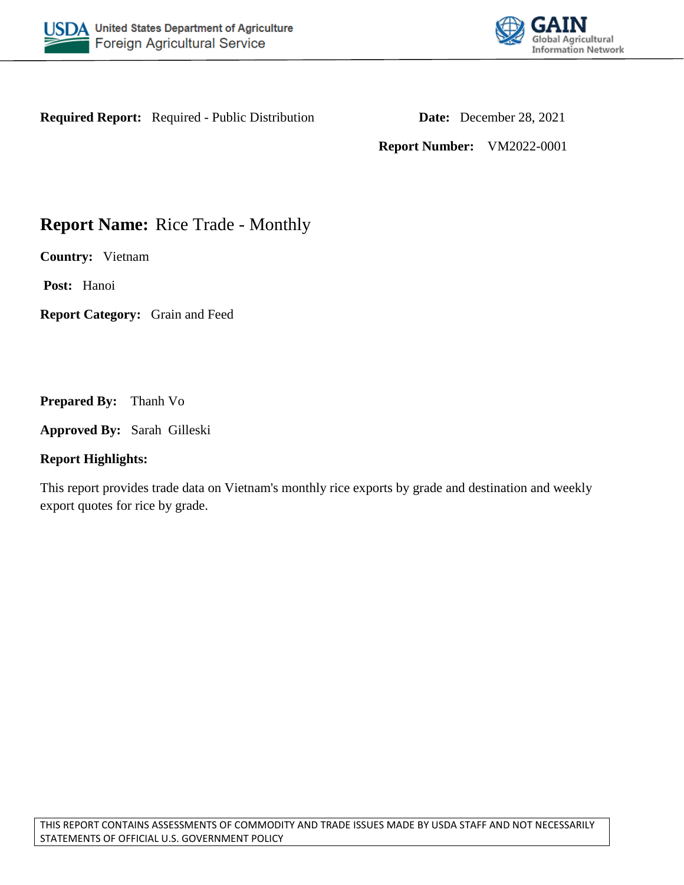United States Department of Agriculture
Foreign Agricultural Service

GAIN
Global Agricultural Information Network

**Required Report:** Required - Public Distribution

**Date:** December 28, 2021

**Report Number:** VM2022-0001

# **Report Name:** Rice Trade - Monthly

**Country:** Vietnam

**Post:** Hanoi

**Report Category:** Grain and Feed

**Prepared By:** Thanh Vo

**Approved By:** Sarah Gilleski

**Report Highlights:**

This report provides trade data on Vietnam's monthly rice exports by grade and destination and weekly export quotes for rice by grade.

THIS REPORT CONTAINS ASSESSMENTS OF COMMODITY AND TRADE ISSUES MADE BY USDA STAFF AND NOT NECESSARILY STATEMENTS OF OFFICIAL U.S. GOVERNMENT POLICY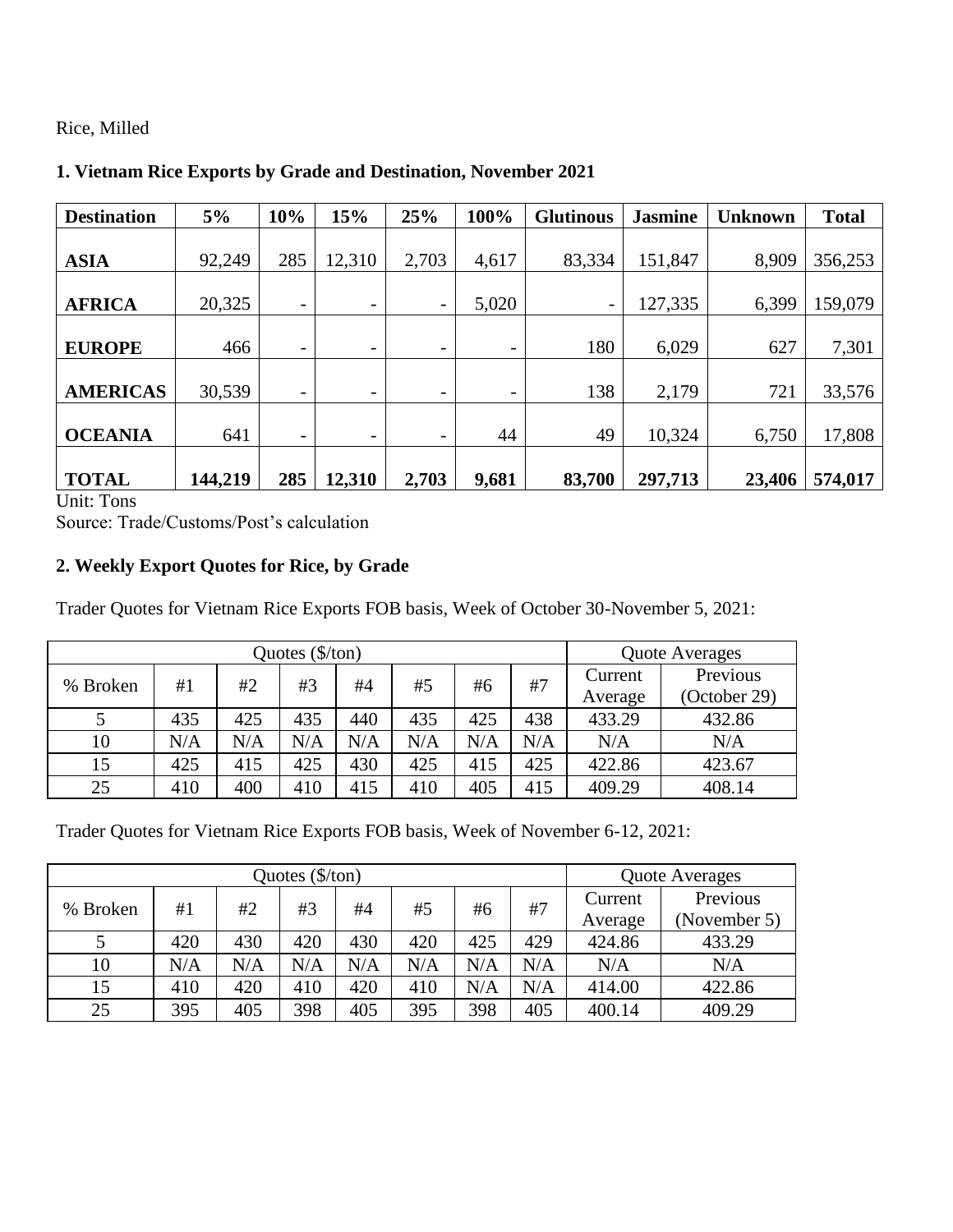Rice, Milled

**1. Vietnam Rice Exports by Grade and Destination, November 2021**

| Destination | 5% | 10% | 15% | 25% | 100% | Glutinous | Jasmine | Unknown | Total |
|---|---|---|---|---|---|---|---|---|---|
| **ASIA** | 92,249 | 285 | 12,310 | 2,703 | 4,617 | 83,334 | 151,847 | 8,909 | 356,253 |
| **AFRICA** | 20,325 | - | - | - | 5,020 | - | 127,335 | 6,399 | 159,079 |
| **EUROPE** | 466 | - | - | - | - | 180 | 6,029 | 627 | 7,301 |
| **AMERICAS** | 30,539 | - | - | - | - | 138 | 2,179 | 721 | 33,576 |
| **OCEANIA** | 641 | - | - | - | 44 | 49 | 10,324 | 6,750 | 17,808 |
| **TOTAL** | **144,219** | **285** | **12,310** | **2,703** | **9,681** | **83,700** | **297,713** | **23,406** | **574,017** |

Unit: Tons

Source: Trade/Customs/Post's calculation

**2. Weekly Export Quotes for Rice, by Grade**

Trader Quotes for Vietnam Rice Exports FOB basis, Week of October 30-November 5, 2021:

| Quotes ($/ton) | | | | | | | | Quote Averages | |
|---|---|---|---|---|---|---|---|---|---|
| % Broken | #1 | #2 | #3 | #4 | #5 | #6 | #7 | Current Average | Previous (October 29) |
| 5 | 435 | 425 | 435 | 440 | 435 | 425 | 438 | 433.29 | 432.86 |
| 10 | N/A | N/A | N/A | N/A | N/A | N/A | N/A | N/A | N/A |
| 15 | 425 | 415 | 425 | 430 | 425 | 415 | 425 | 422.86 | 423.67 |
| 25 | 410 | 400 | 410 | 415 | 410 | 405 | 415 | 409.29 | 408.14 |

Trader Quotes for Vietnam Rice Exports FOB basis, Week of November 6-12, 2021:

| Quotes ($/ton) | | | | | | | | Quote Averages | |
|---|---|---|---|---|---|---|---|---|---|
| % Broken | #1 | #2 | #3 | #4 | #5 | #6 | #7 | Current Average | Previous (November 5) |
| 5 | 420 | 430 | 420 | 430 | 420 | 425 | 429 | 424.86 | 433.29 |
| 10 | N/A | N/A | N/A | N/A | N/A | N/A | N/A | N/A | N/A |
| 15 | 410 | 420 | 410 | 420 | 410 | N/A | N/A | 414.00 | 422.86 |
| 25 | 395 | 405 | 398 | 405 | 395 | 398 | 405 | 400.14 | 409.29 |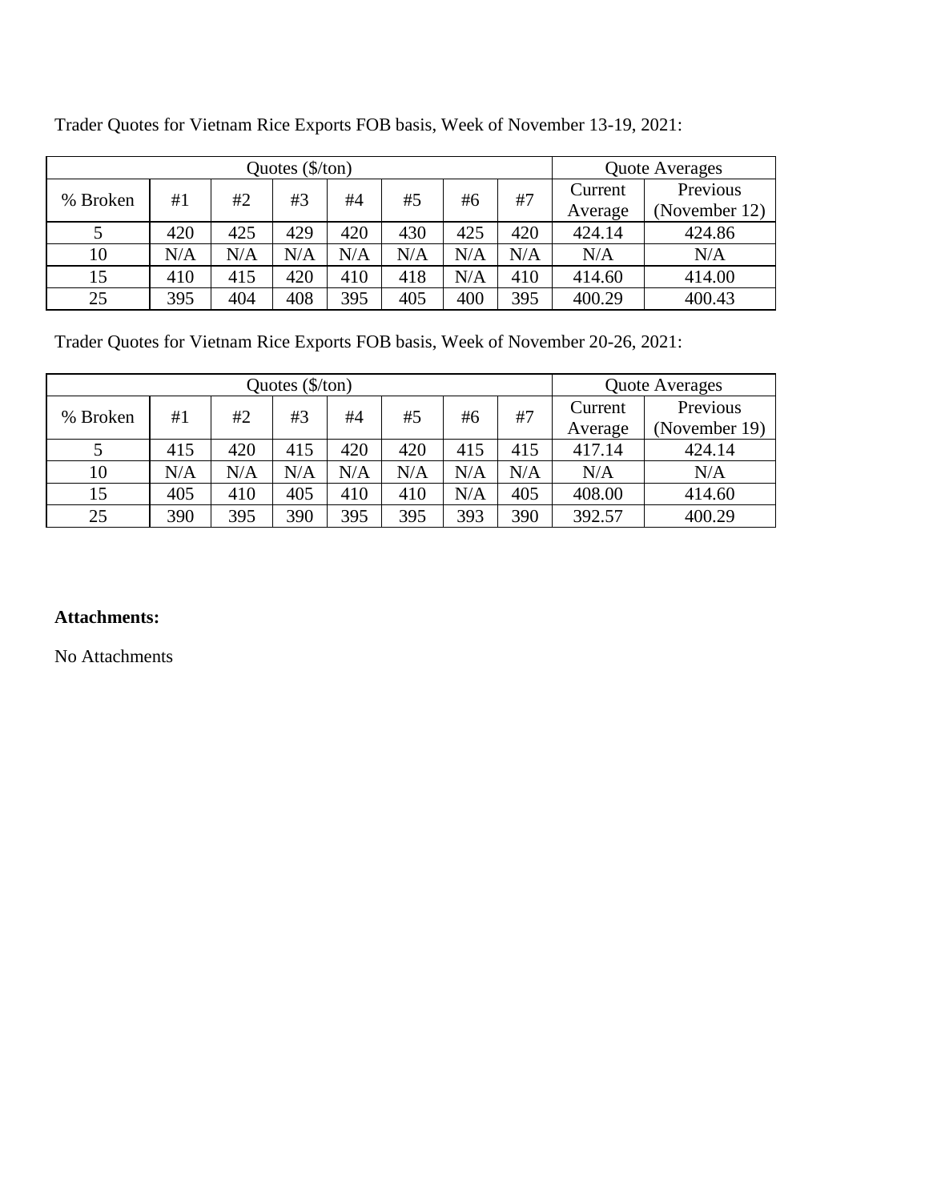Trader Quotes for Vietnam Rice Exports FOB basis, Week of November 13-19, 2021:

| Quotes ($/ton) | | | | | | | | Quote Averages | |
|---|---|---|---|---|---|---|---|---|---|
| % Broken | #1 | #2 | #3 | #4 | #5 | #6 | #7 | Current Average | Previous (November 12) |
| 5 | 420 | 425 | 429 | 420 | 430 | 425 | 420 | 424.14 | 424.86 |
| 10 | N/A | N/A | N/A | N/A | N/A | N/A | N/A | N/A | N/A |
| 15 | 410 | 415 | 420 | 410 | 418 | N/A | 410 | 414.60 | 414.00 |
| 25 | 395 | 404 | 408 | 395 | 405 | 400 | 395 | 400.29 | 400.43 |

Trader Quotes for Vietnam Rice Exports FOB basis, Week of November 20-26, 2021:

| Quotes ($/ton) | | | | | | | | Quote Averages | |
|---|---|---|---|---|---|---|---|---|---|
| % Broken | #1 | #2 | #3 | #4 | #5 | #6 | #7 | Current Average | Previous (November 19) |
| 5 | 415 | 420 | 415 | 420 | 420 | 415 | 415 | 417.14 | 424.14 |
| 10 | N/A | N/A | N/A | N/A | N/A | N/A | N/A | N/A | N/A |
| 15 | 405 | 410 | 405 | 410 | 410 | N/A | 405 | 408.00 | 414.60 |
| 25 | 390 | 395 | 390 | 395 | 395 | 393 | 390 | 392.57 | 400.29 |

**Attachments:**

No Attachments